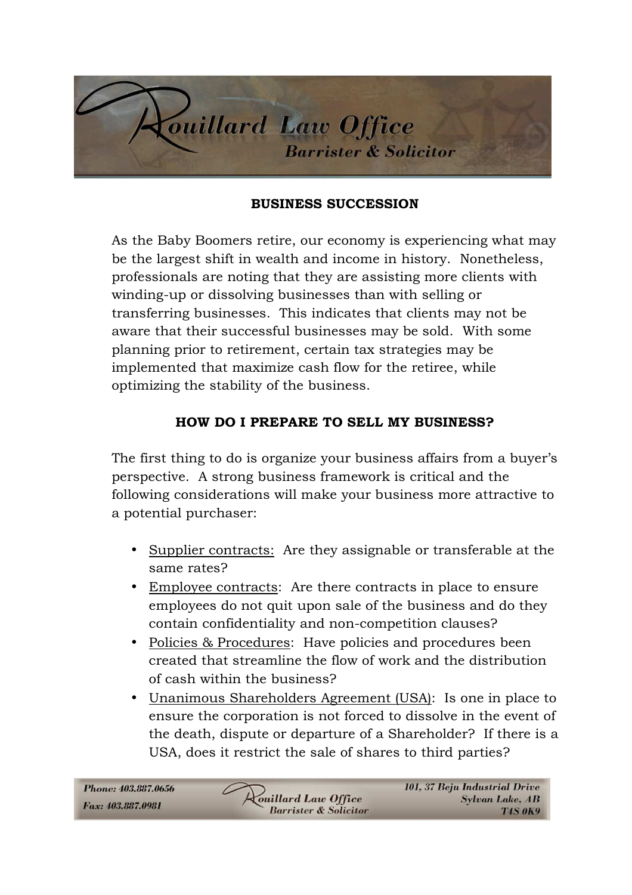## BUSINESS SUCCESSION

As the Baby Boomers retire, our economy is experiencing what may be the largest shift in wealth and income in history. Nonetheless, professionals are noting that they are assisting more clients with winding-up or dissolving businesses than with selling or transferring businesses. This indicates that clients may not be aware that their successful businesses may be sold. With some planning prior to retirement, certain tax strategies may be implemented that maximize cash flow for the retiree, while optimizing the stability of the business.

## HOW DO I PREPARE TO SELL MY BUSINESS?

The first thing to do is organize your business affairs from a buyer's perspective. A strong business framework is critical and the following considerations will make your business more attractive to a potential purchaser:

- Supplier contracts: Are they assignable or transferable at the same rates?
- Employee contracts: Are there contracts in place to ensure employees do not quit upon sale of the business and do they contain confidentiality and non-competition clauses?
- Policies & Procedures: Have policies and procedures been created that streamline the flow of work and the distribution of cash within the business?
- Unanimous Shareholders Agreement (USA): Is one in place to ensure the corporation is not forced to dissolve in the event of the death, dispute or departure of a Shareholder? If there is a USA, does it restrict the sale of shares to third parties?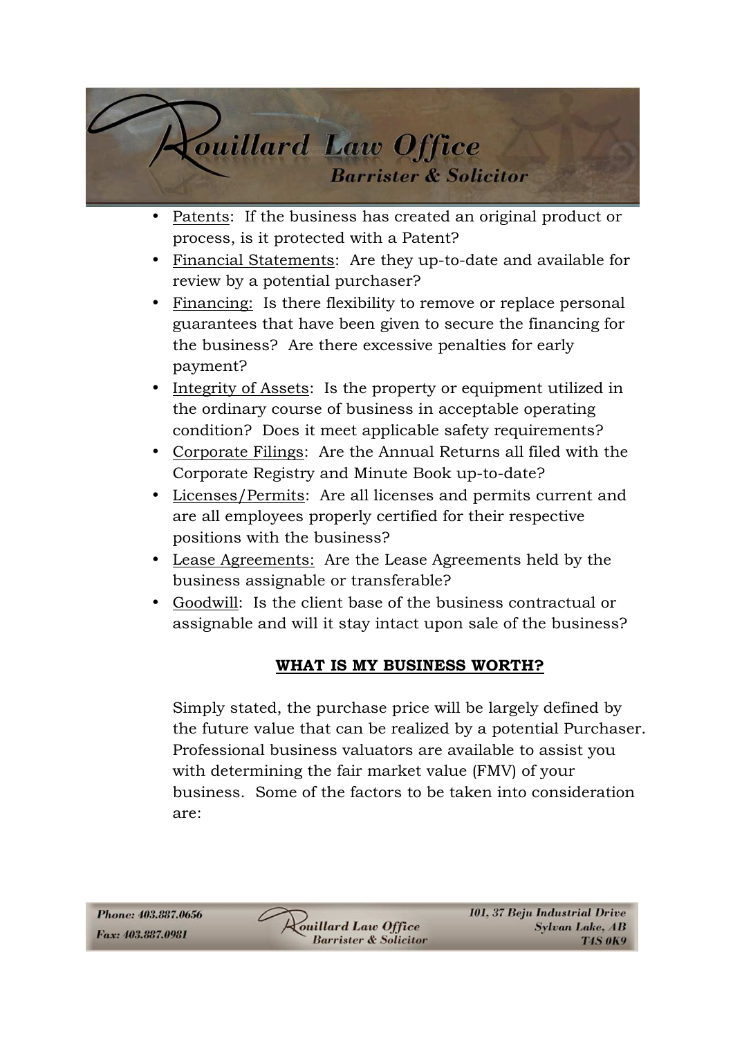- Patents: If the business has created an original product or process, is it protected with a Patent?
- Financial Statements: Are they up-to-date and available for review by a potential purchaser?
- Financing: Is there flexibility to remove or replace personal guarantees that have been given to secure the financing for the business? Are there excessive penalties for early payment?
- Integrity of Assets: Is the property or equipment utilized in the ordinary course of business in acceptable operating condition? Does it meet applicable safety requirements?
- Corporate Filings: Are the Annual Returns all filed with the Corporate Registry and Minute Book up-to-date?
- Licenses/Permits: Are all licenses and permits current and are all employees properly certified for their respective positions with the business?
- Lease Agreements: Are the Lease Agreements held by the business assignable or transferable?
- Goodwill: Is the client base of the business contractual or assignable and will it stay intact upon sale of the business?

## WHAT IS MY BUSINESS WORTH?

Simply stated, the purchase price will be largely defined by the future value that can be realized by a potential Purchaser. Professional business valuators are available to assist you with determining the fair market value (FMV) of your business. Some of the factors to be taken into consideration are: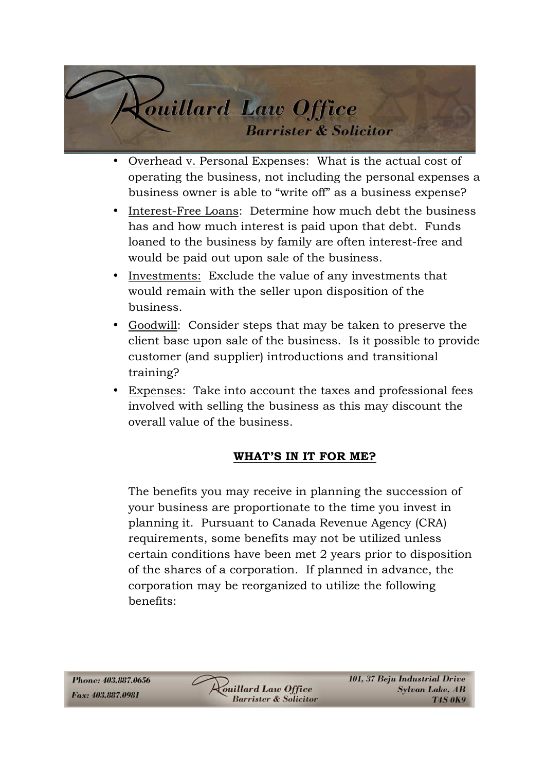- Overhead v. Personal Expenses: What is the actual cost of operating the business, not including the personal expenses a business owner is able to "write off" as a business expense?
- Interest-Free Loans: Determine how much debt the business has and how much interest is paid upon that debt. Funds loaned to the business by family are often interest-free and would be paid out upon sale of the business.
- Investments: Exclude the value of any investments that would remain with the seller upon disposition of the business.
- Goodwill: Consider steps that may be taken to preserve the client base upon sale of the business. Is it possible to provide customer (and supplier) introductions and transitional training?
- Expenses: Take into account the taxes and professional fees involved with selling the business as this may discount the overall value of the business.

## WHAT'S IN IT FOR ME?

The benefits you may receive in planning the succession of your business are proportionate to the time you invest in planning it. Pursuant to Canada Revenue Agency (CRA) requirements, some benefits may not be utilized unless certain conditions have been met 2 years prior to disposition of the shares of a corporation. If planned in advance, the corporation may be reorganized to utilize the following benefits: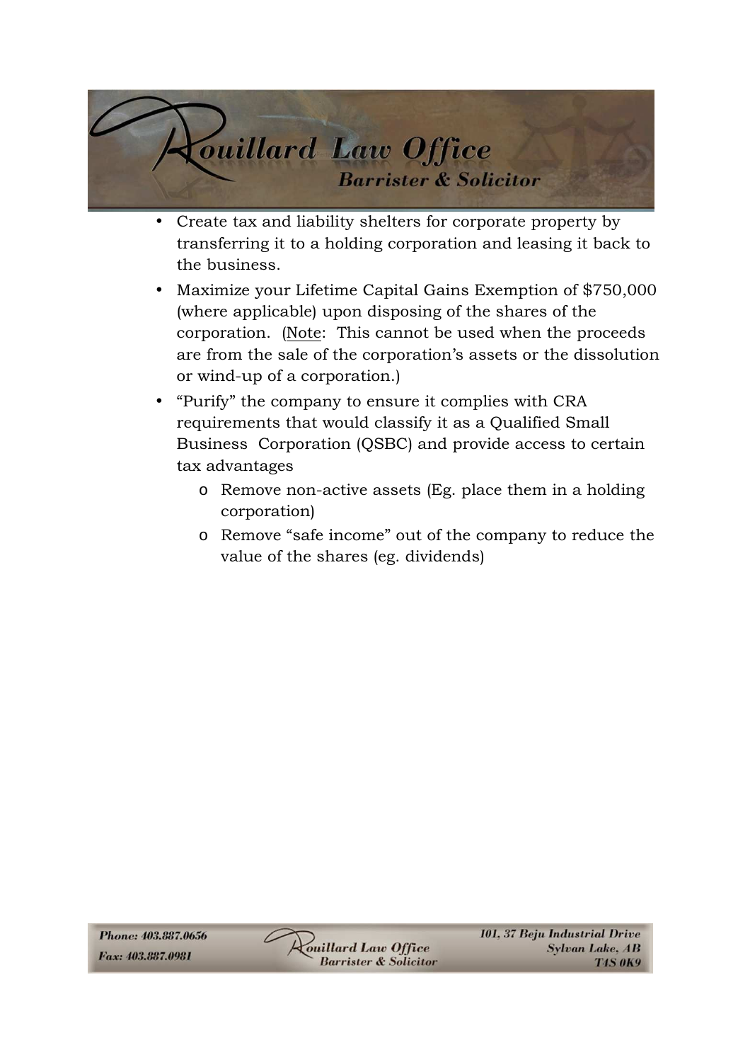- Create tax and liability shelters for corporate property by transferring it to a holding corporation and leasing it back to the business.
- Maximize your Lifetime Capital Gains Exemption of $750,000 (where applicable) upon disposing of the shares of the corporation. (Note: This cannot be used when the proceeds are from the sale of the corporation's assets or the dissolution or wind-up of a corporation.)
- "Purify" the company to ensure it complies with CRA requirements that would classify it as a Qualified Small Business Corporation (QSBC) and provide access to certain tax advantages
  - Remove non-active assets (Eg. place them in a holding corporation)
  - Remove "safe income" out of the company to reduce the value of the shares (eg. dividends)